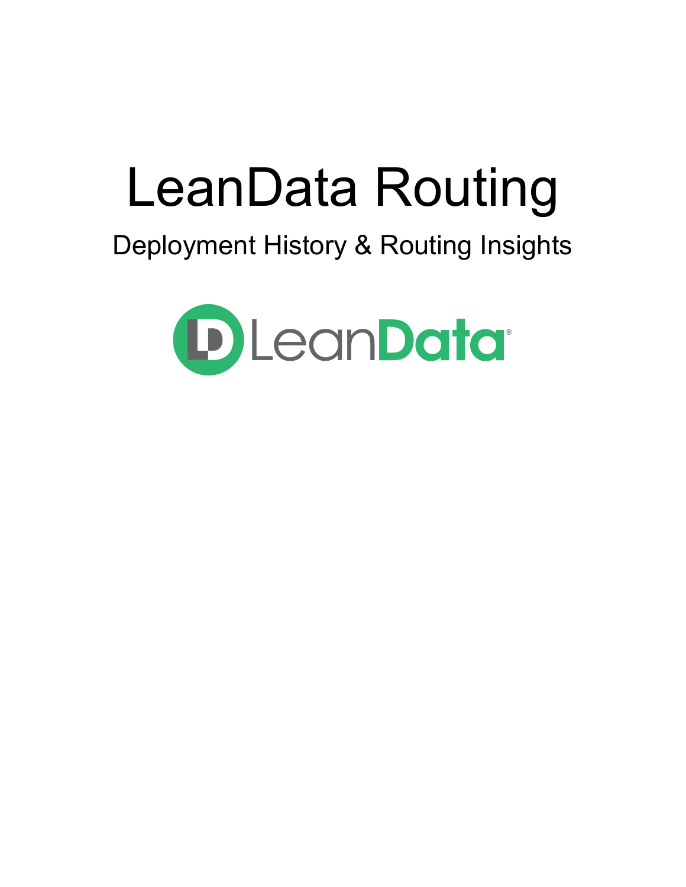# LeanData Routing

## Deployment History & Routing Insights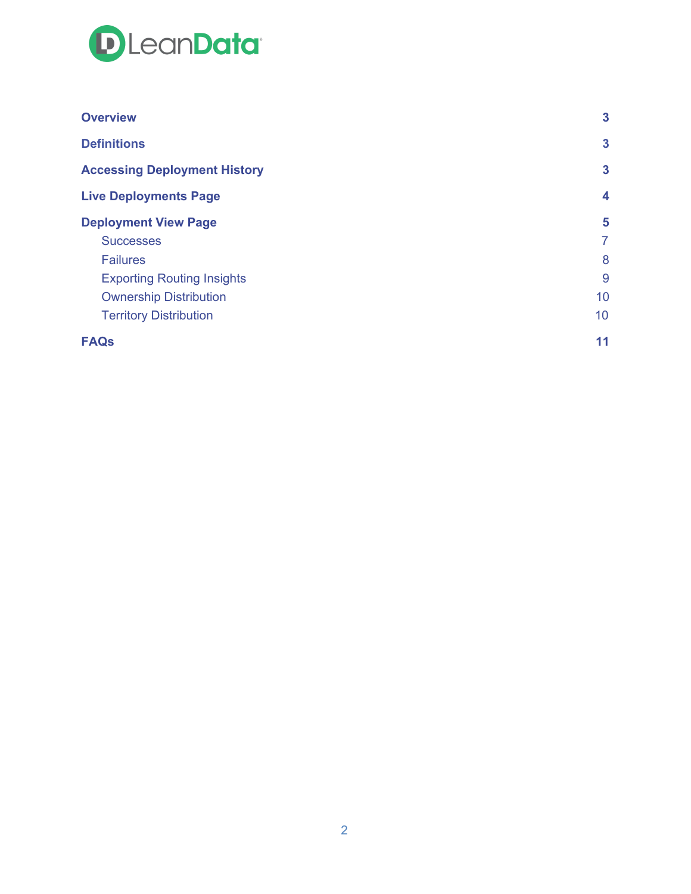| | |
|---|---|
| **Overview** | **3** |
| **Definitions** | **3** |
| **Accessing Deployment History** | **3** |
| **Live Deployments Page** | **4** |
| **Deployment View Page** | **5** |
| Successes | 7 |
| Failures | 8 |
| Exporting Routing Insights | 9 |
| Ownership Distribution | 10 |
| Territory Distribution | 10 |
| **FAQs** | **11** |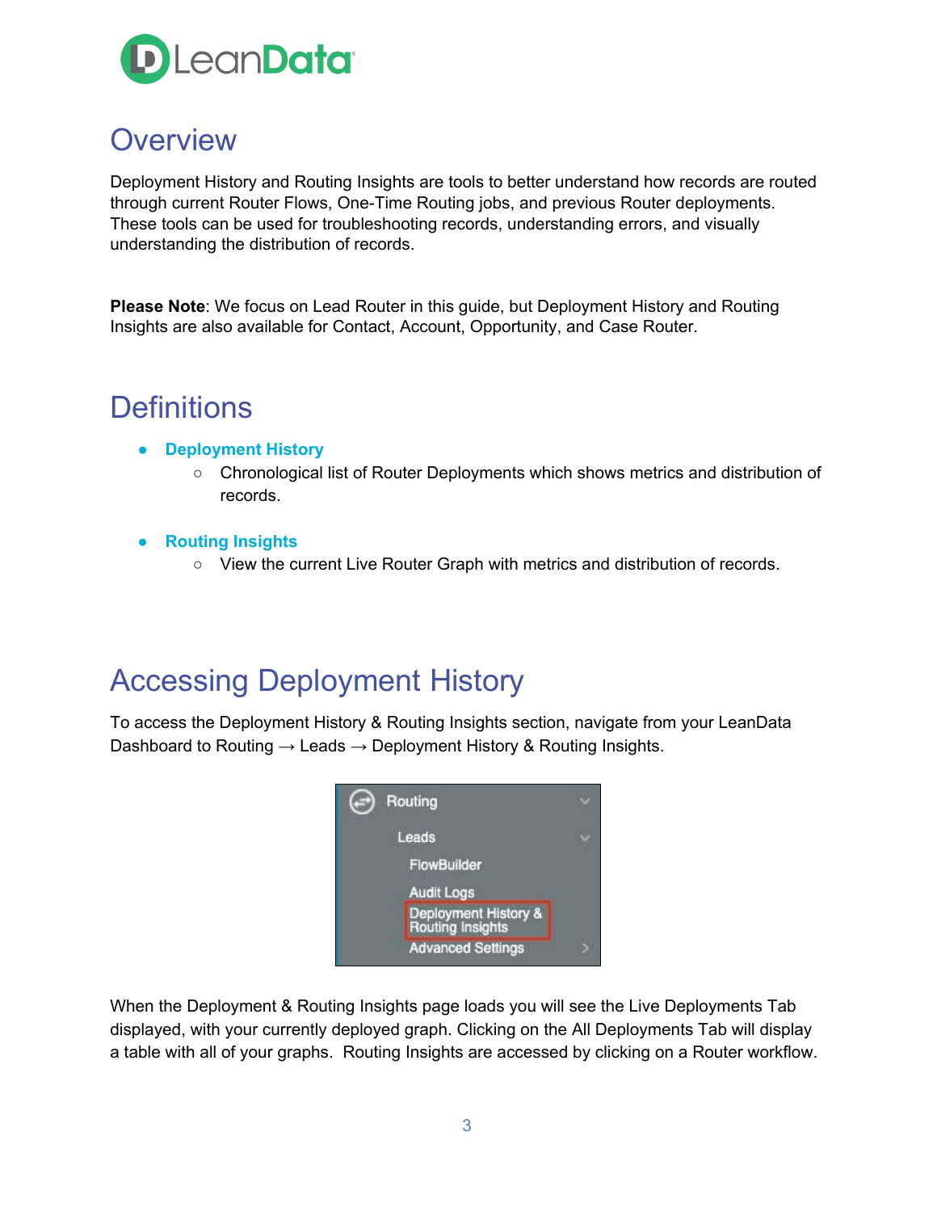# Overview

Deployment History and Routing Insights are tools to better understand how records are routed through current Router Flows, One-Time Routing jobs, and previous Router deployments. These tools can be used for troubleshooting records, understanding errors, and visually understanding the distribution of records.

**Please Note**: We focus on Lead Router in this guide, but Deployment History and Routing Insights are also available for Contact, Account, Opportunity, and Case Router.

# Definitions

- **Deployment History**
  - Chronological list of Router Deployments which shows metrics and distribution of records.
- **Routing Insights**
  - View the current Live Router Graph with metrics and distribution of records.

# Accessing Deployment History

To access the Deployment History & Routing Insights section, navigate from your LeanData Dashboard to Routing → Leads → Deployment History & Routing Insights.

When the Deployment & Routing Insights page loads you will see the Live Deployments Tab displayed, with your currently deployed graph. Clicking on the All Deployments Tab will display a table with all of your graphs. Routing Insights are accessed by clicking on a Router workflow.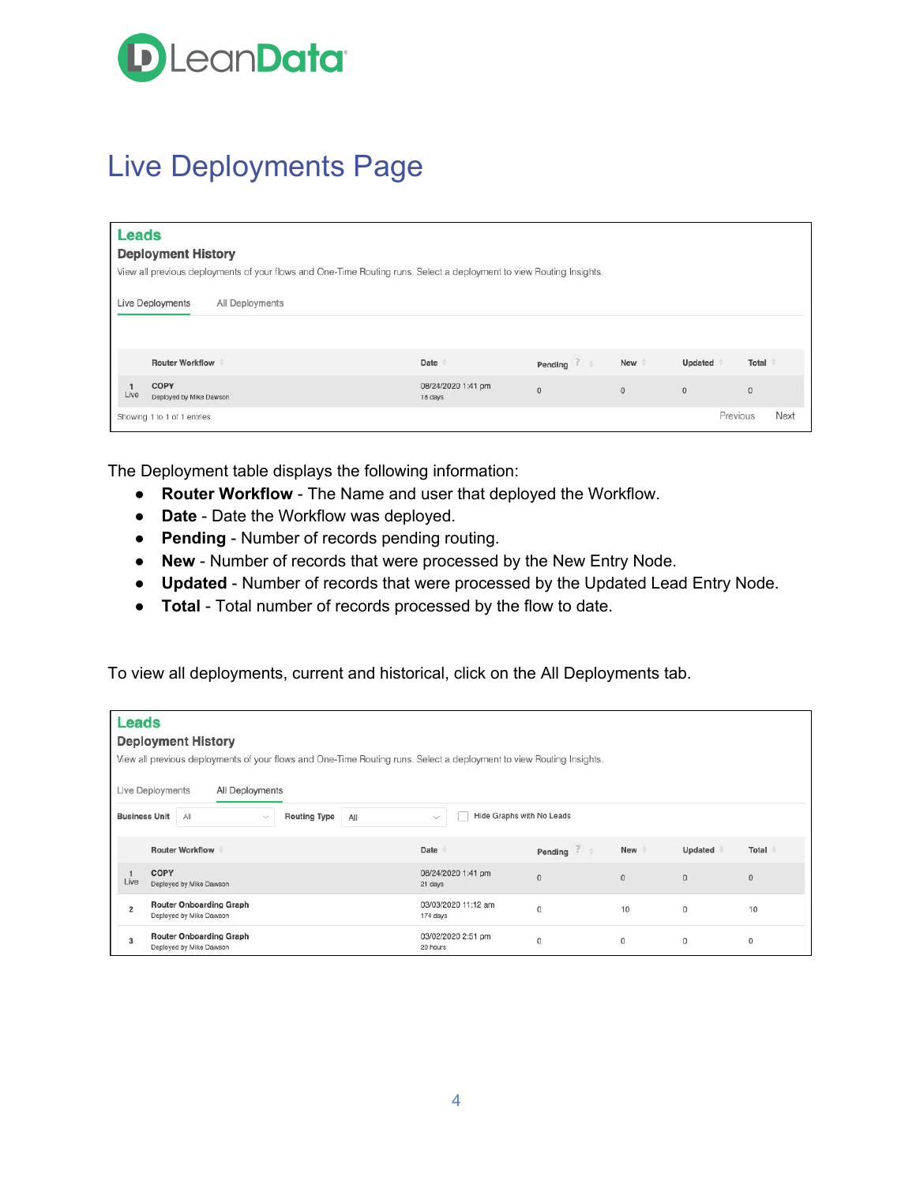# Live Deployments Page

**Leads**

**Deployment History**

View all previous deployments of your flows and One-Time Routing runs. Select a deployment to view Routing Insights.

Live Deployments | All Deployments

| | Router Workflow | Date | Pending | New | Updated | Total |
|---|---|---|---|---|---|---|
| 1 Live | COPY<br>Deployed by Mike Dawson | 08/24/2020 1:41 pm<br>18 days | 0 | 0 | 0 | 0 |

Showing 1 to 1 of 1 entries — Previous | Next

The Deployment table displays the following information:

- **Router Workflow** - The Name and user that deployed the Workflow.
- **Date** - Date the Workflow was deployed.
- **Pending** - Number of records pending routing.
- **New** - Number of records that were processed by the New Entry Node.
- **Updated** - Number of records that were processed by the Updated Lead Entry Node.
- **Total** - Total number of records processed by the flow to date.

To view all deployments, current and historical, click on the All Deployments tab.

**Leads**

**Deployment History**

View all previous deployments of your flows and One-Time Routing runs. Select a deployment to view Routing Insights.

Live Deployments | All Deployments

Business Unit: All | Routing Type: All | Hide Graphs with No Leads

| | Router Workflow | Date | Pending | New | Updated | Total |
|---|---|---|---|---|---|---|
| 1 Live | COPY<br>Deployed by Mike Dawson | 08/24/2020 1:41 pm<br>21 days | 0 | 0 | 0 | 0 |
| 2 | Router Onboarding Graph<br>Deployed by Mike Dawson | 03/03/2020 11:12 am<br>174 days | 0 | 10 | 0 | 10 |
| 3 | Router Onboarding Graph<br>Deployed by Mike Dawson | 03/02/2020 2:51 pm<br>20 hours | 0 | 0 | 0 | 0 |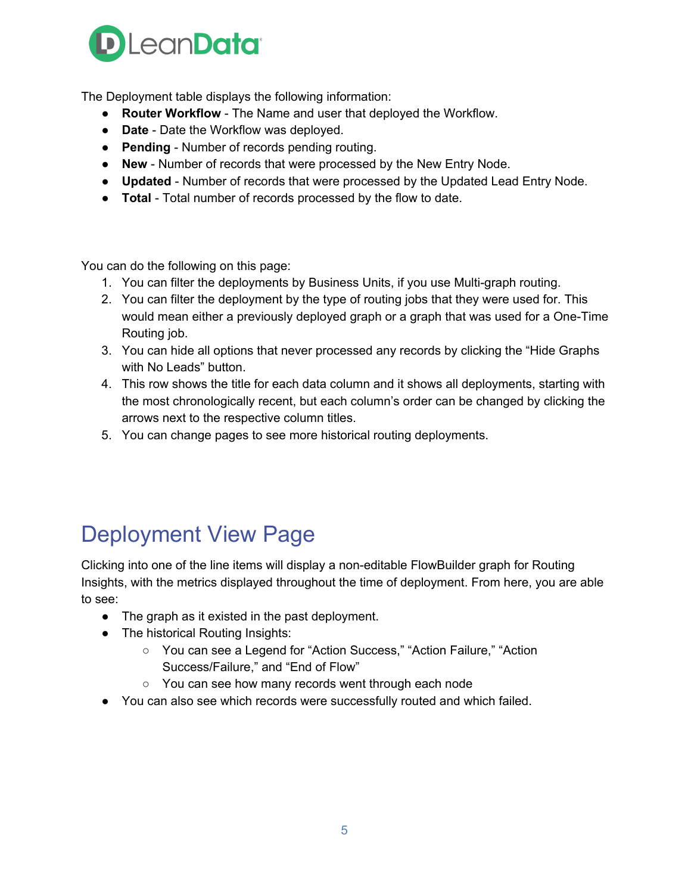The Deployment table displays the following information:

- **Router Workflow** - The Name and user that deployed the Workflow.
- **Date** - Date the Workflow was deployed.
- **Pending** - Number of records pending routing.
- **New** - Number of records that were processed by the New Entry Node.
- **Updated** - Number of records that were processed by the Updated Lead Entry Node.
- **Total** - Total number of records processed by the flow to date.

You can do the following on this page:

1. You can filter the deployments by Business Units, if you use Multi-graph routing.
2. You can filter the deployment by the type of routing jobs that they were used for. This would mean either a previously deployed graph or a graph that was used for a One-Time Routing job.
3. You can hide all options that never processed any records by clicking the "Hide Graphs with No Leads" button.
4. This row shows the title for each data column and it shows all deployments, starting with the most chronologically recent, but each column's order can be changed by clicking the arrows next to the respective column titles.
5. You can change pages to see more historical routing deployments.

# Deployment View Page

Clicking into one of the line items will display a non-editable FlowBuilder graph for Routing Insights, with the metrics displayed throughout the time of deployment. From here, you are able to see:

- The graph as it existed in the past deployment.
- The historical Routing Insights:
  - You can see a Legend for "Action Success," "Action Failure," "Action Success/Failure," and "End of Flow"
  - You can see how many records went through each node
- You can also see which records were successfully routed and which failed.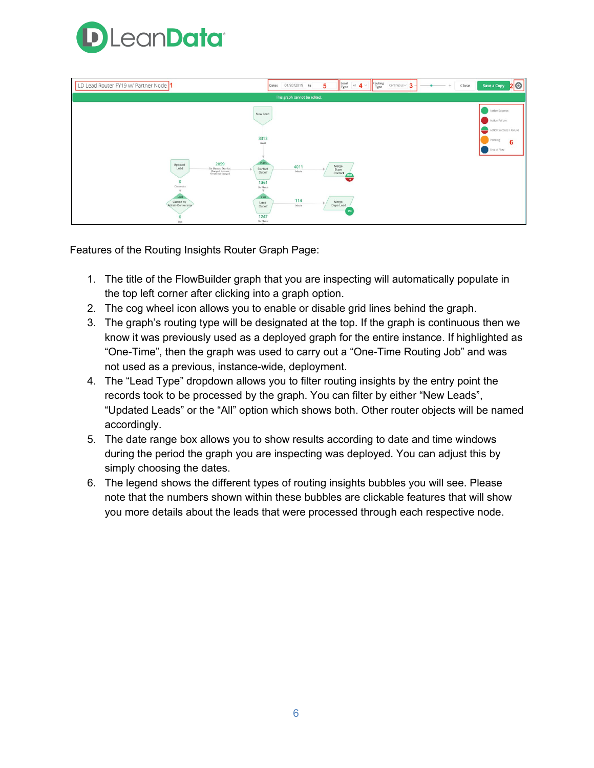Features of the Routing Insights Router Graph Page:

1. The title of the FlowBuilder graph that you are inspecting will automatically populate in the top left corner after clicking into a graph option.
2. The cog wheel icon allows you to enable or disable grid lines behind the graph.
3. The graph's routing type will be designated at the top. If the graph is continuous then we know it was previously used as a deployed graph for the entire instance. If highlighted as "One-Time", then the graph was used to carry out a "One-Time Routing Job" and was not used as a previous, instance-wide, deployment.
4. The "Lead Type" dropdown allows you to filter routing insights by the entry point the records took to be processed by the graph. You can filter by either "New Leads", "Updated Leads" or the "All" option which shows both. Other router objects will be named accordingly.
5. The date range box allows you to show results according to date and time windows during the period the graph you are inspecting was deployed. You can adjust this by simply choosing the dates.
6. The legend shows the different types of routing insights bubbles you will see. Please note that the numbers shown within these bubbles are clickable features that will show you more details about the leads that were processed through each respective node.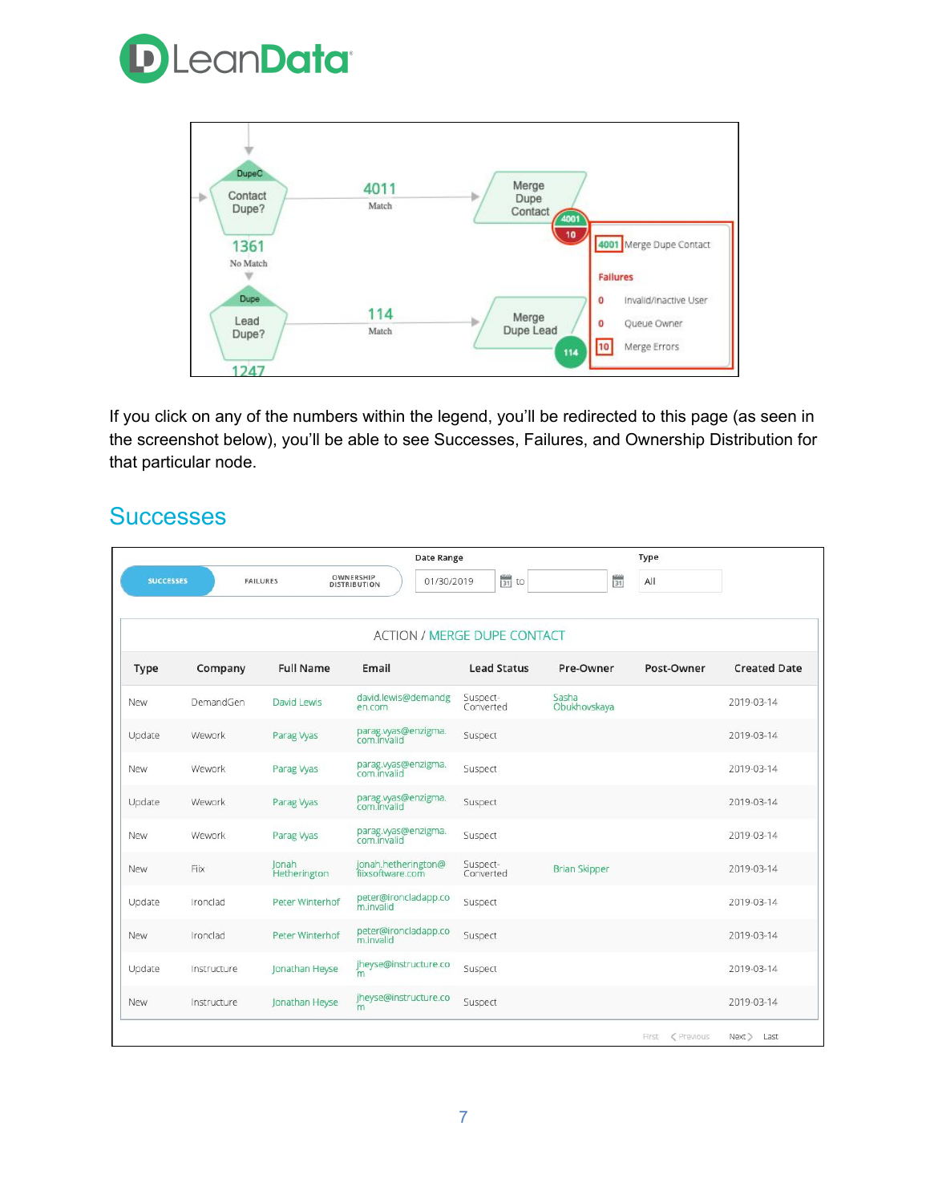If you click on any of the numbers within the legend, you'll be redirected to this page (as seen in the screenshot below), you'll be able to see Successes, Failures, and Ownership Distribution for that particular node.

## Successes

| Type | Company | Full Name | Email | Lead Status | Pre-Owner | Post-Owner | Created Date |
|---|---|---|---|---|---|---|---|
| New | DemandGen | David Lewis | david.lewis@demandgen.com | Suspect-Converted | Sasha Obukhovskaya | | 2019-03-14 |
| Update | Wework | Parag Vyas | parag.vyas@enzigma.com.invalid | Suspect | | | 2019-03-14 |
| New | Wework | Parag Vyas | parag.vyas@enzigma.com.invalid | Suspect | | | 2019-03-14 |
| Update | Wework | Parag Vyas | parag.vyas@enzigma.com.invalid | Suspect | | | 2019-03-14 |
| New | Wework | Parag Vyas | parag.vyas@enzigma.com.invalid | Suspect | | | 2019-03-14 |
| New | Fiix | Jonah Hetherington | jonah.hetherington@fiixsoftware.com | Suspect-Converted | Brian Skipper | | 2019-03-14 |
| Update | Ironclad | Peter Winterhof | peter@ironcladapp.com.invalid | Suspect | | | 2019-03-14 |
| New | Ironclad | Peter Winterhof | peter@ironcladapp.com.invalid | Suspect | | | 2019-03-14 |
| Update | Instructure | Jonathan Heyse | jheyse@instructure.com | Suspect | | | 2019-03-14 |
| New | Instructure | Jonathan Heyse | jheyse@instructure.com | Suspect | | | 2019-03-14 |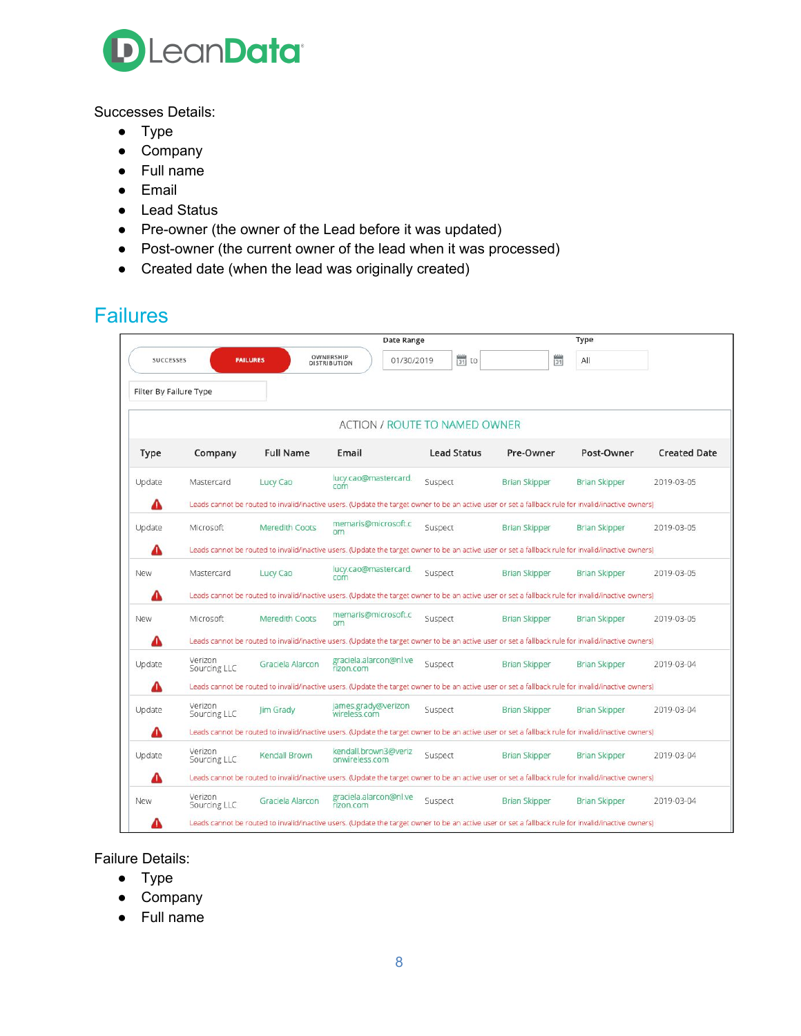Successes Details:

- Type
- Company
- Full name
- Email
- Lead Status
- Pre-owner (the owner of the Lead before it was updated)
- Post-owner (the current owner of the lead when it was processed)
- Created date (when the lead was originally created)

## Failures

SUCCESSES | FAILURES | OWNERSHIP DISTRIBUTION

Date Range: 01/30/2019 to

Type: All

Filter By Failure Type

ACTION / ROUTE TO NAMED OWNER

| Type | Company | Full Name | Email | Lead Status | Pre-Owner | Post-Owner | Created Date |
|---|---|---|---|---|---|---|---|
| Update | Mastercard | Lucy Cao | lucy.cao@mastercard.com | Suspect | Brian Skipper | Brian Skipper | 2019-03-05 |
| | Leads cannot be routed to invalid/inactive users. (Update the target owner to be an active user or set a fallback rule for invalid/inactive owners) | | | | | | |
| Update | Microsoft | Meredith Coots | memaris@microsoft.com | Suspect | Brian Skipper | Brian Skipper | 2019-03-05 |
| | Leads cannot be routed to invalid/inactive users. (Update the target owner to be an active user or set a fallback rule for invalid/inactive owners) | | | | | | |
| New | Mastercard | Lucy Cao | lucy.cao@mastercard.com | Suspect | Brian Skipper | Brian Skipper | 2019-03-05 |
| | Leads cannot be routed to invalid/inactive users. (Update the target owner to be an active user or set a fallback rule for invalid/inactive owners) | | | | | | |
| New | Microsoft | Meredith Coots | memaris@microsoft.com | Suspect | Brian Skipper | Brian Skipper | 2019-03-05 |
| | Leads cannot be routed to invalid/inactive users. (Update the target owner to be an active user or set a fallback rule for invalid/inactive owners) | | | | | | |
| Update | Verizon Sourcing LLC | Graciela Alarcon | graciela.alarcon@nl.verizon.com | Suspect | Brian Skipper | Brian Skipper | 2019-03-04 |
| | Leads cannot be routed to invalid/inactive users. (Update the target owner to be an active user or set a fallback rule for invalid/inactive owners) | | | | | | |
| Update | Verizon Sourcing LLC | Jim Grady | james.grady@verizonwireless.com | Suspect | Brian Skipper | Brian Skipper | 2019-03-04 |
| | Leads cannot be routed to invalid/inactive users. (Update the target owner to be an active user or set a fallback rule for invalid/inactive owners) | | | | | | |
| Update | Verizon Sourcing LLC | Kendall Brown | kendall.brown3@verizonwireless.com | Suspect | Brian Skipper | Brian Skipper | 2019-03-04 |
| | Leads cannot be routed to invalid/inactive users. (Update the target owner to be an active user or set a fallback rule for invalid/inactive owners) | | | | | | |
| New | Verizon Sourcing LLC | Graciela Alarcon | graciela.alarcon@nl.verizon.com | Suspect | Brian Skipper | Brian Skipper | 2019-03-04 |
| | Leads cannot be routed to invalid/inactive users. (Update the target owner to be an active user or set a fallback rule for invalid/inactive owners) | | | | | | |

Failure Details:

- Type
- Company
- Full name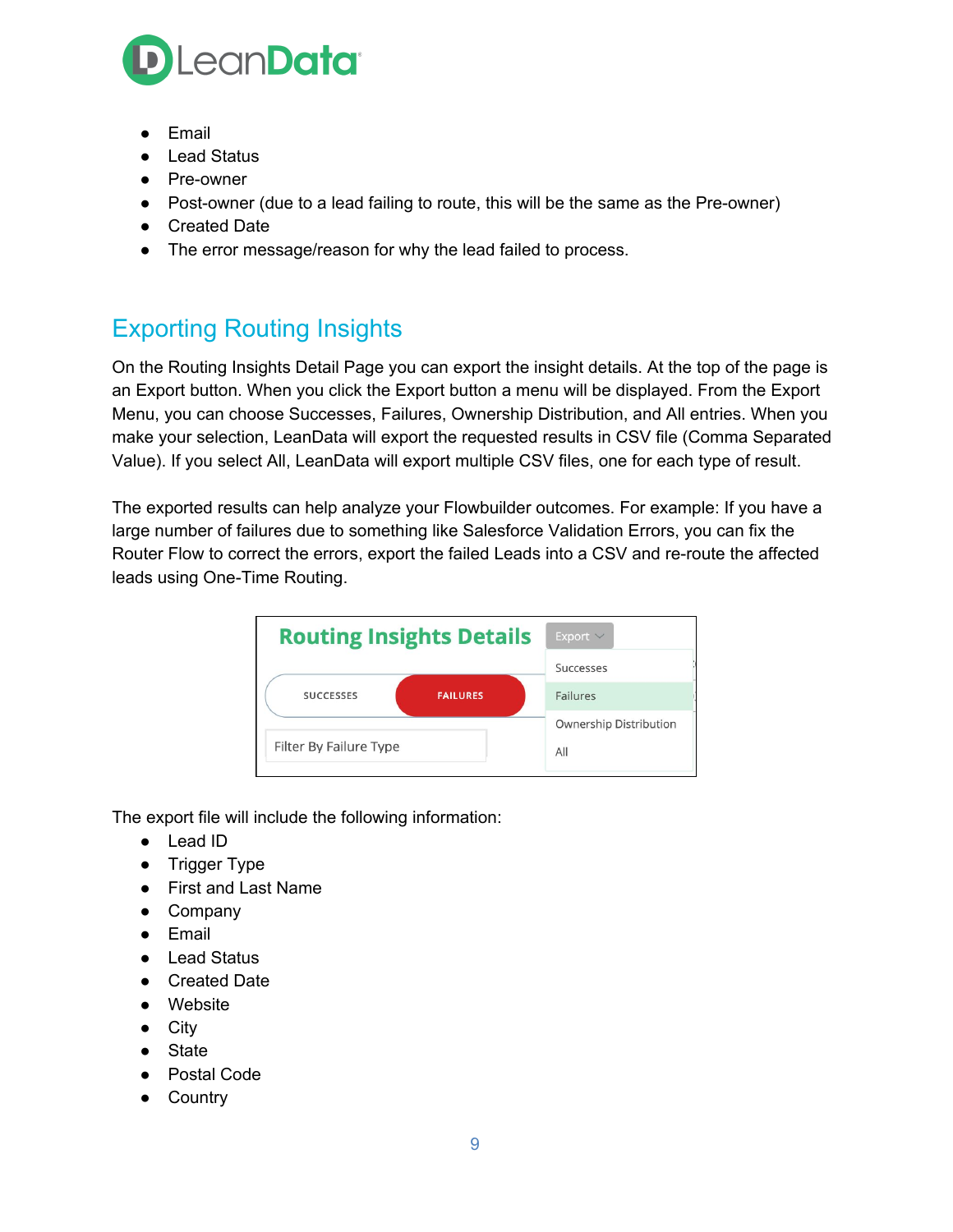- Email
- Lead Status
- Pre-owner
- Post-owner (due to a lead failing to route, this will be the same as the Pre-owner)
- Created Date
- The error message/reason for why the lead failed to process.

## Exporting Routing Insights

On the Routing Insights Detail Page you can export the insight details. At the top of the page is an Export button. When you click the Export button a menu will be displayed. From the Export Menu, you can choose Successes, Failures, Ownership Distribution, and All entries. When you make your selection, LeanData will export the requested results in CSV file (Comma Separated Value). If you select All, LeanData will export multiple CSV files, one for each type of result.

The exported results can help analyze your Flowbuilder outcomes. For example: If you have a large number of failures due to something like Salesforce Validation Errors, you can fix the Router Flow to correct the errors, export the failed Leads into a CSV and re-route the affected leads using One-Time Routing.

The export file will include the following information:

- Lead ID
- Trigger Type
- First and Last Name
- Company
- Email
- Lead Status
- Created Date
- Website
- City
- State
- Postal Code
- Country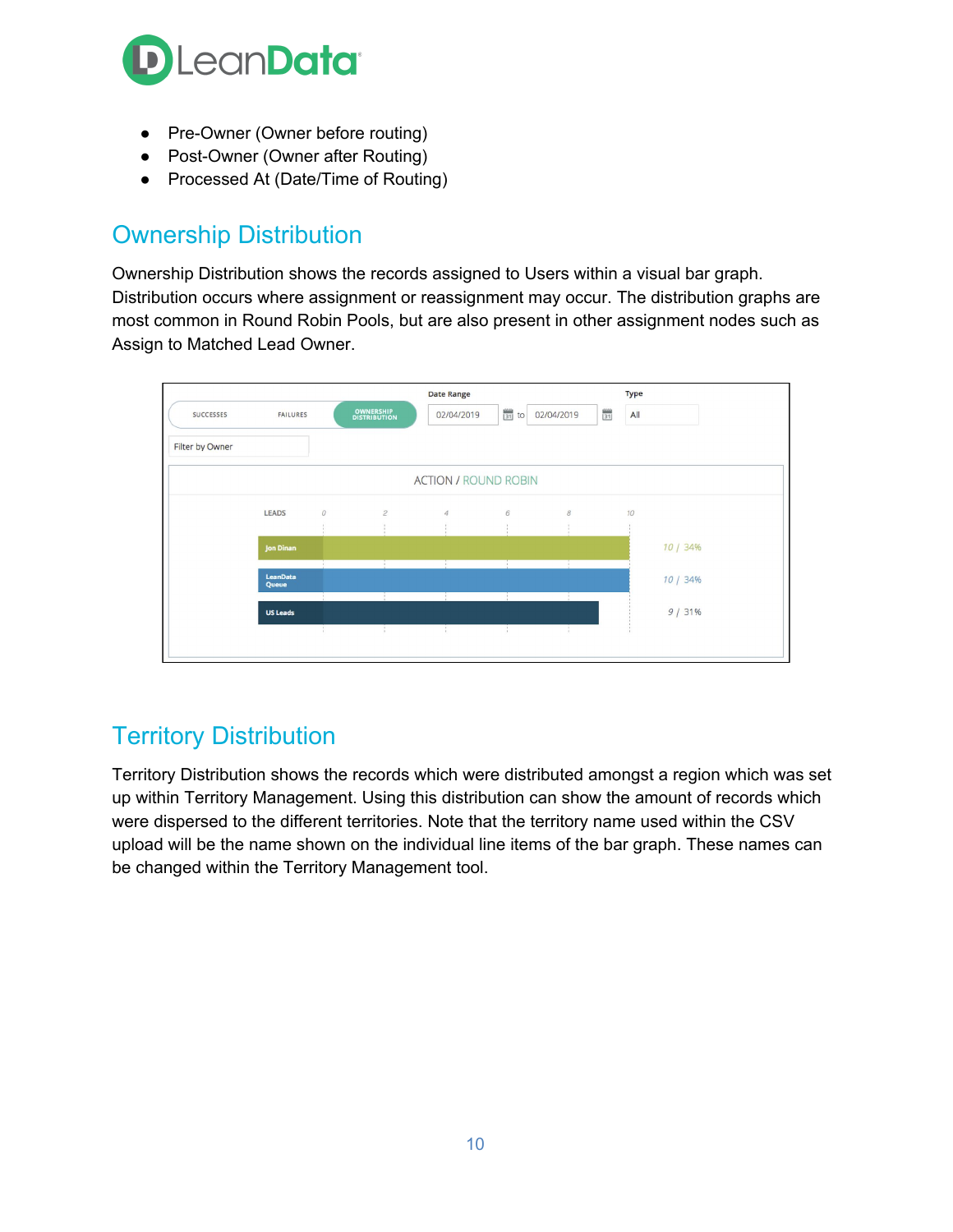- Pre-Owner (Owner before routing)
- Post-Owner (Owner after Routing)
- Processed At (Date/Time of Routing)

## Ownership Distribution

Ownership Distribution shows the records assigned to Users within a visual bar graph. Distribution occurs where assignment or reassignment may occur. The distribution graphs are most common in Round Robin Pools, but are also present in other assignment nodes such as Assign to Matched Lead Owner.

## Territory Distribution

Territory Distribution shows the records which were distributed amongst a region which was set up within Territory Management. Using this distribution can show the amount of records which were dispersed to the different territories. Note that the territory name used within the CSV upload will be the name shown on the individual line items of the bar graph. These names can be changed within the Territory Management tool.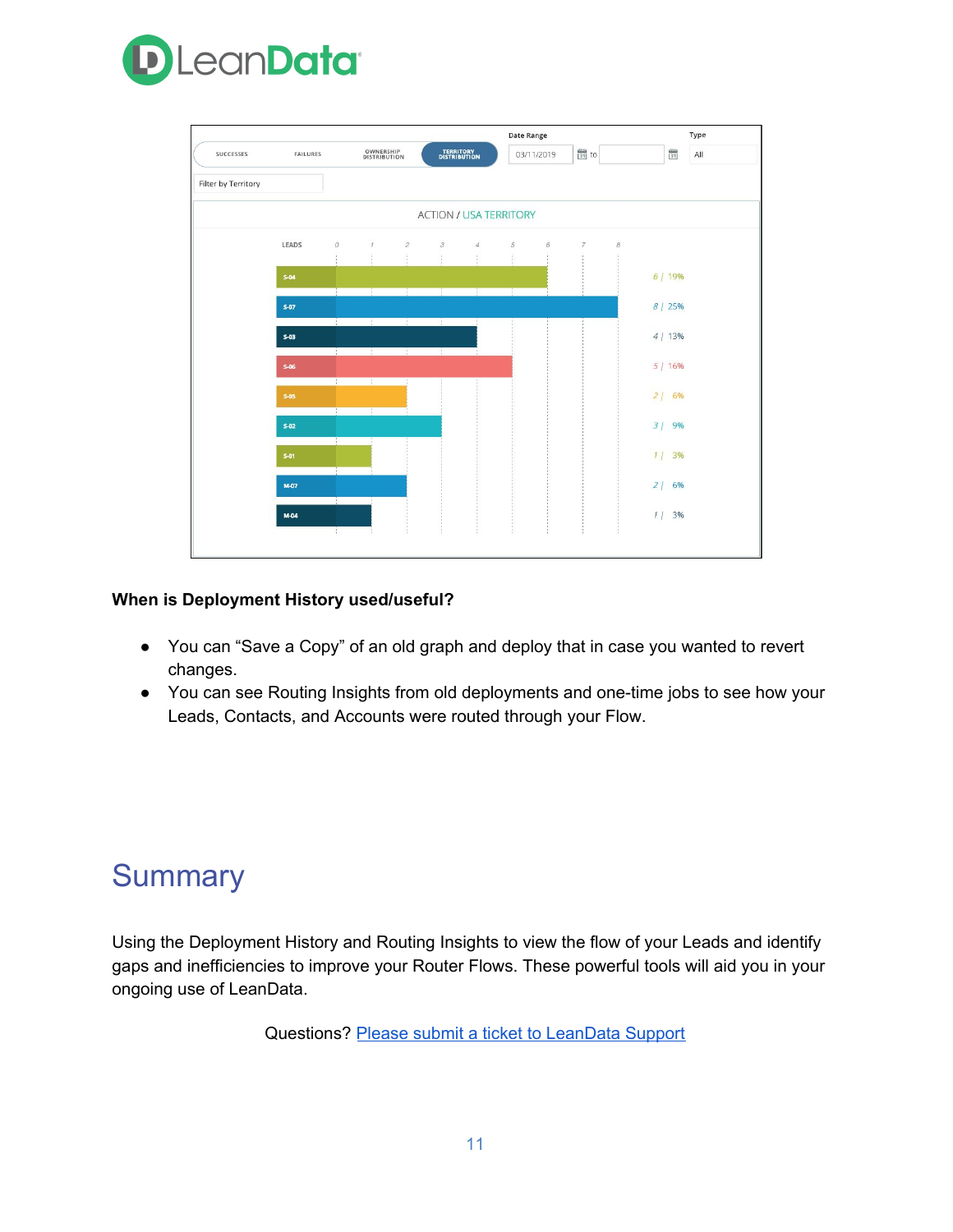SUCCESSES FAILURES OWNERSHIP DISTRIBUTION TERRITORY DISTRIBUTION

Date Range 03/11/2019 to

Type All

Filter by Territory

ACTION / USA TERRITORY

LEADS 0 1 2 3 4 5 6 7 8

S-04 6 | 19%

S-07 8 | 25%

S-03 4 | 13%

S-06 5 | 16%

S-05 2 | 6%

S-02 3 | 9%

S-01 1 | 3%

M-07 2 | 6%

M-04 1 | 3%

**When is Deployment History used/useful?**

- You can “Save a Copy” of an old graph and deploy that in case you wanted to revert changes.
- You can see Routing Insights from old deployments and one-time jobs to see how your Leads, Contacts, and Accounts were routed through your Flow.

# Summary

Using the Deployment History and Routing Insights to view the flow of your Leads and identify gaps and inefficiencies to improve your Router Flows. These powerful tools will aid you in your ongoing use of LeanData.

Questions? [Please submit a ticket to LeanData Support]()